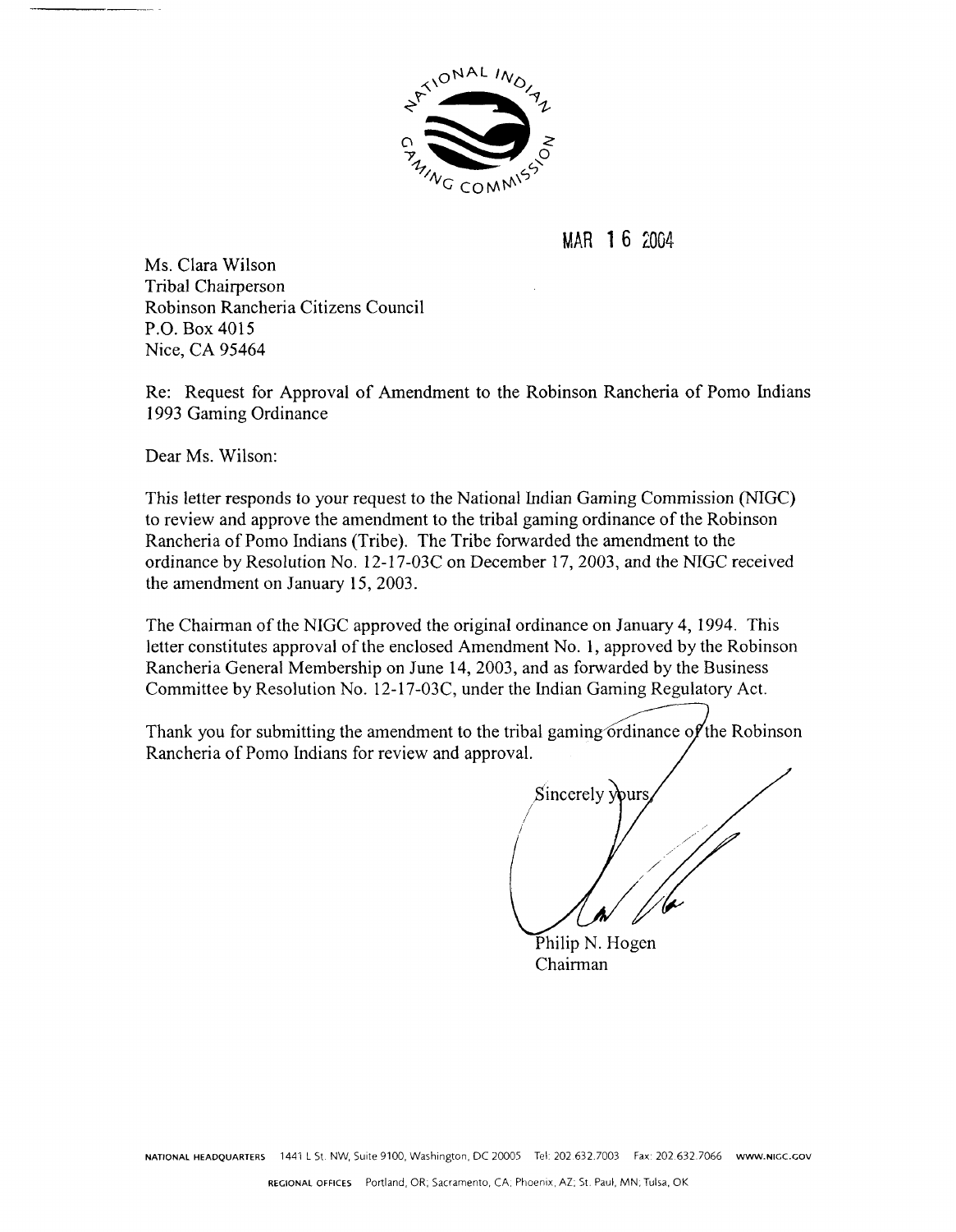MAR 16 2004

Ms. Clara Wilson
Tribal Chairperson
Robinson Rancheria Citizens Council
P.O. Box 4015
Nice, CA 95464

Re: Request for Approval of Amendment to the Robinson Rancheria of Pomo Indians 1993 Gaming Ordinance

Dear Ms. Wilson:

This letter responds to your request to the National Indian Gaming Commission (NIGC) to review and approve the amendment to the tribal gaming ordinance of the Robinson Rancheria of Pomo Indians (Tribe). The Tribe forwarded the amendment to the ordinance by Resolution No. 12-17-03C on December 17, 2003, and the NIGC received the amendment on January 15, 2003.

The Chairman of the NIGC approved the original ordinance on January 4, 1994. This letter constitutes approval of the enclosed Amendment No. 1, approved by the Robinson Rancheria General Membership on June 14, 2003, and as forwarded by the Business Committee by Resolution No. 12-17-03C, under the Indian Gaming Regulatory Act.

Thank you for submitting the amendment to the tribal gaming ordinance of the Robinson Rancheria of Pomo Indians for review and approval.

Sincerely yours,

Philip N. Hogen
Chairman

NATIONAL HEADQUARTERS 1441 L St. NW, Suite 9100, Washington, DC 20005 Tel: 202.632.7003 Fax: 202.632.7066 WWW.NIGC.GOV

REGIONAL OFFICES Portland, OR; Sacramento, CA; Phoenix, AZ; St. Paul, MN; Tulsa, OK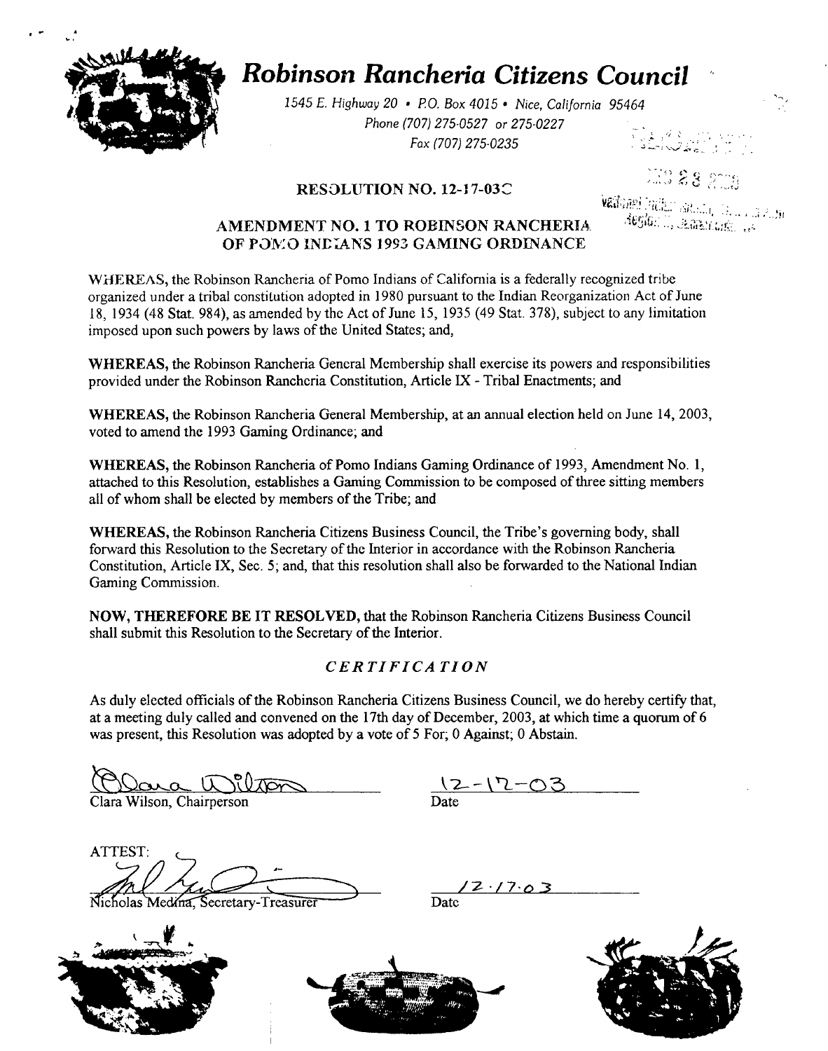# Robinson Rancheria Citizens Council

*1545 E. Highway 20 • P.O. Box 4015 • Nice, California 95464*
*Phone (707) 275-0527 or 275-0227*
*Fax (707) 275-0235*

## RESOLUTION NO. 12-17-03C

## AMENDMENT NO. 1 TO ROBINSON RANCHERIA OF POMO INDIANS 1993 GAMING ORDINANCE

WHEREAS, the Robinson Rancheria of Pomo Indians of California is a federally recognized tribe organized under a tribal constitution adopted in 1980 pursuant to the Indian Reorganization Act of June 18, 1934 (48 Stat. 984), as amended by the Act of June 15, 1935 (49 Stat. 378), subject to any limitation imposed upon such powers by laws of the United States; and,

**WHEREAS,** the Robinson Rancheria General Membership shall exercise its powers and responsibilities provided under the Robinson Rancheria Constitution, Article IX - Tribal Enactments; and

**WHEREAS,** the Robinson Rancheria General Membership, at an annual election held on June 14, 2003, voted to amend the 1993 Gaming Ordinance; and

**WHEREAS,** the Robinson Rancheria of Pomo Indians Gaming Ordinance of 1993, Amendment No. 1, attached to this Resolution, establishes a Gaming Commission to be composed of three sitting members all of whom shall be elected by members of the Tribe; and

**WHEREAS,** the Robinson Rancheria Citizens Business Council, the Tribe's governing body, shall forward this Resolution to the Secretary of the Interior in accordance with the Robinson Rancheria Constitution, Article IX, Sec. 5; and, that this resolution shall also be forwarded to the National Indian Gaming Commission.

**NOW, THEREFORE BE IT RESOLVED,** that the Robinson Rancheria Citizens Business Council shall submit this Resolution to the Secretary of the Interior.

### *CERTIFICATION*

As duly elected officials of the Robinson Rancheria Citizens Business Council, we do hereby certify that, at a meeting duly called and convened on the 17th day of December, 2003, at which time a quorum of 6 was present, this Resolution was adopted by a vote of 5 For; 0 Against; 0 Abstain.

Clara Wilson, Chairperson — Date: 12-17-03

ATTEST:

Nicholas Medina, Secretary-Treasurer — Date: 12-17-03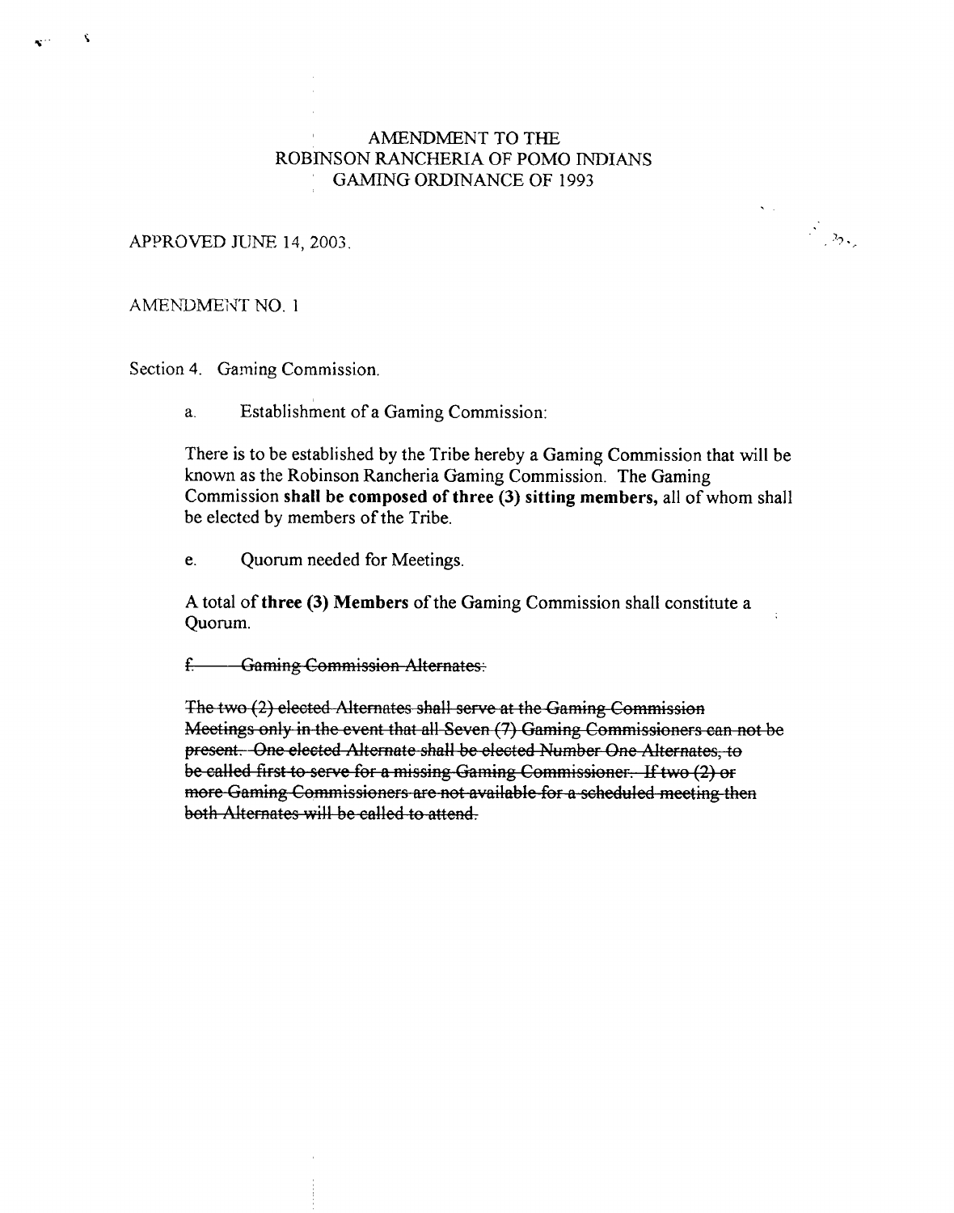# AMENDMENT TO THE ROBINSON RANCHERIA OF POMO INDIANS GAMING ORDINANCE OF 1993

APPROVED JUNE 14, 2003.

AMENDMENT NO. 1

Section 4. Gaming Commission.

a. Establishment of a Gaming Commission:

There is to be established by the Tribe hereby a Gaming Commission that will be known as the Robinson Rancheria Gaming Commission. The Gaming Commission **shall be composed of three (3) sitting members,** all of whom shall be elected by members of the Tribe.

e. Quorum needed for Meetings.

A total of **three (3) Members** of the Gaming Commission shall constitute a Quorum.

~~f. Gaming Commission Alternates:~~

~~The two (2) elected Alternates shall serve at the Gaming Commission Meetings only in the event that all Seven (7) Gaming Commissioners can not be present. One elected Alternate shall be elected Number One Alternates, to be called first to serve for a missing Gaming Commissioner. If two (2) or more Gaming Commissioners are not available for a scheduled meeting then both Alternates will be called to attend.~~